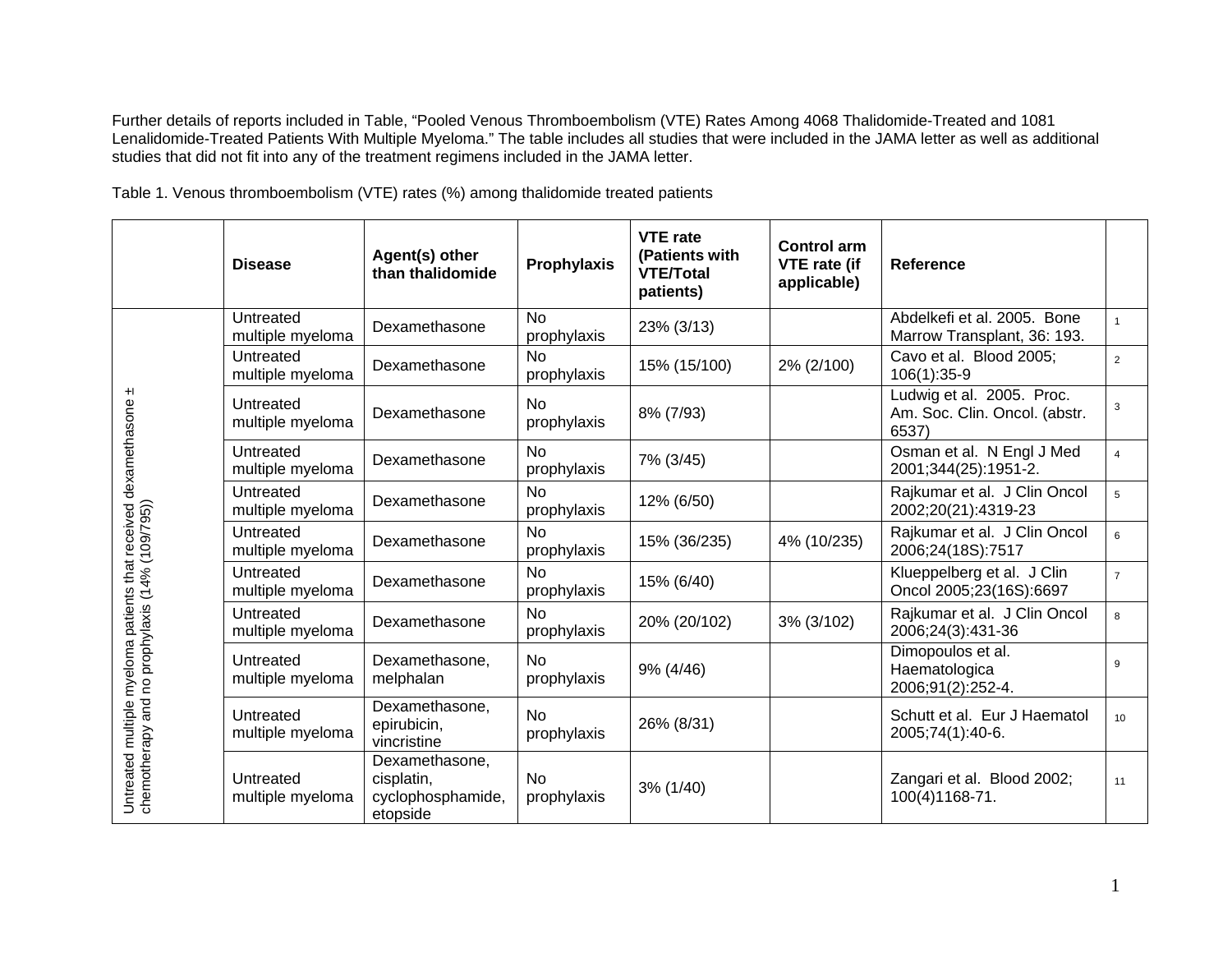Further details of reports included in Table, “Pooled Venous Thromboembolism (VTE) Rates Among 4068 Thalidomide-Treated and 1081 Lenalidomide-Treated Patients With Multiple Myeloma.” The table includes all studies that were included in the JAMA letter as well as additional studies that did not fit into any of the treatment regimens included in the JAMA letter.

Table 1. Venous thromboembolism (VTE) rates (%) among thalidomide treated patients

| | Disease | Agent(s) other than thalidomide | Prophylaxis | VTE rate (Patients with VTE/Total patients) | Control arm VTE rate (if applicable) | Reference | |
|---|---|---|---|---|---|---|---|
| Untreated multiple myeloma patients that received dexamethasone ± chemotherapy and no prophylaxis (14% (109/795)) | Untreated multiple myeloma | Dexamethasone | No prophylaxis | 23% (3/13) | | Abdelkefi et al. 2005. Bone Marrow Transplant, 36: 193. | 1 |
| | Untreated multiple myeloma | Dexamethasone | No prophylaxis | 15% (15/100) | 2% (2/100) | Cavo et al. Blood 2005; 106(1):35-9 | 2 |
| | Untreated multiple myeloma | Dexamethasone | No prophylaxis | 8% (7/93) | | Ludwig et al. 2005. Proc. Am. Soc. Clin. Oncol. (abstr. 6537) | 3 |
| | Untreated multiple myeloma | Dexamethasone | No prophylaxis | 7% (3/45) | | Osman et al. N Engl J Med 2001;344(25):1951-2. | 4 |
| | Untreated multiple myeloma | Dexamethasone | No prophylaxis | 12% (6/50) | | Rajkumar et al. J Clin Oncol 2002;20(21):4319-23 | 5 |
| | Untreated multiple myeloma | Dexamethasone | No prophylaxis | 15% (36/235) | 4% (10/235) | Rajkumar et al. J Clin Oncol 2006;24(18S):7517 | 6 |
| | Untreated multiple myeloma | Dexamethasone | No prophylaxis | 15% (6/40) | | Klueppelberg et al. J Clin Oncol 2005;23(16S):6697 | 7 |
| | Untreated multiple myeloma | Dexamethasone | No prophylaxis | 20% (20/102) | 3% (3/102) | Rajkumar et al. J Clin Oncol 2006;24(3):431-36 | 8 |
| | Untreated multiple myeloma | Dexamethasone, melphalan | No prophylaxis | 9% (4/46) | | Dimopoulos et al. Haematologica 2006;91(2):252-4. | 9 |
| | Untreated multiple myeloma | Dexamethasone, epirubicin, vincristine | No prophylaxis | 26% (8/31) | | Schutt et al. Eur J Haematol 2005;74(1):40-6. | 10 |
| | Untreated multiple myeloma | Dexamethasone, cisplatin, cyclophosphamide, etopside | No prophylaxis | 3% (1/40) | | Zangari et al. Blood 2002; 100(4)1168-71. | 11 |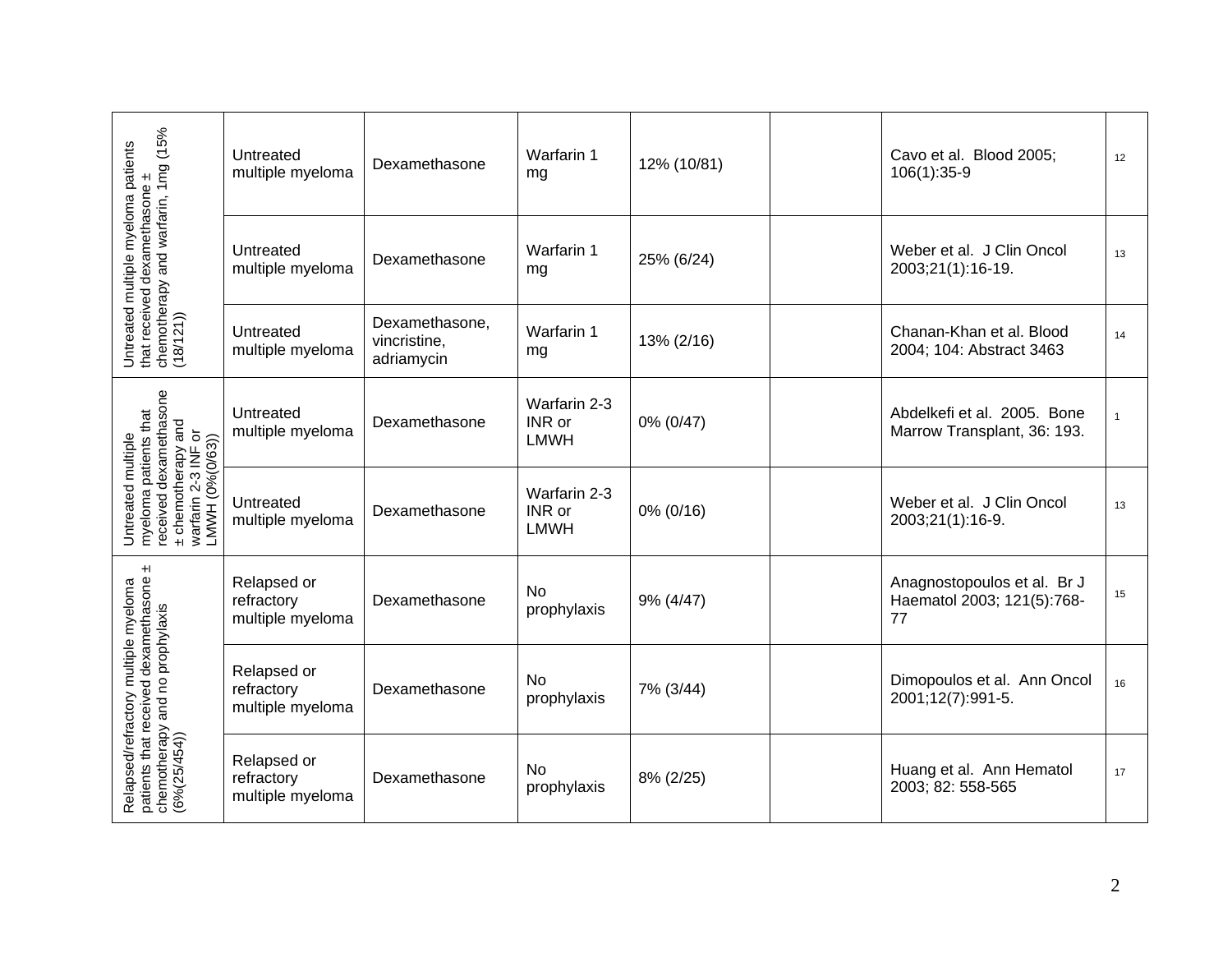| | | | | | | | |
|---|---|---|---|---|---|---|---|
| Untreated multiple myeloma patients that received dexamethasone ± chemotherapy and warfarin, 1mg (15% (18/121)) | Untreated multiple myeloma | Dexamethasone | Warfarin 1 mg | 12% (10/81) | | Cavo et al. Blood 2005; 106(1):35-9 | 12 |
| | Untreated multiple myeloma | Dexamethasone | Warfarin 1 mg | 25% (6/24) | | Weber et al. J Clin Oncol 2003;21(1):16-19. | 13 |
| | Untreated multiple myeloma | Dexamethasone, vincristine, adriamycin | Warfarin 1 mg | 13% (2/16) | | Chanan-Khan et al. Blood 2004; 104: Abstract 3463 | 14 |
| Untreated multiple myeloma patients that received dexamethasone ± chemotherapy and warfarin 2-3 INF or LMWH (0%(0/63)) | Untreated multiple myeloma | Dexamethasone | Warfarin 2-3 INR or LMWH | 0% (0/47) | | Abdelkefi et al. 2005. Bone Marrow Transplant, 36: 193. | 1 |
| | Untreated multiple myeloma | Dexamethasone | Warfarin 2-3 INR or LMWH | 0% (0/16) | | Weber et al. J Clin Oncol 2003;21(1):16-9. | 13 |
| Relapsed/refractory multiple myeloma patients that received dexamethasone ± chemotherapy and no prophylaxis (6%(25/454)) | Relapsed or refractory multiple myeloma | Dexamethasone | No prophylaxis | 9% (4/47) | | Anagnostopoulos et al. Br J Haematol 2003; 121(5):768-77 | 15 |
| | Relapsed or refractory multiple myeloma | Dexamethasone | No prophylaxis | 7% (3/44) | | Dimopoulos et al. Ann Oncol 2001;12(7):991-5. | 16 |
| | Relapsed or refractory multiple myeloma | Dexamethasone | No prophylaxis | 8% (2/25) | | Huang et al. Ann Hematol 2003; 82: 558-565 | 17 |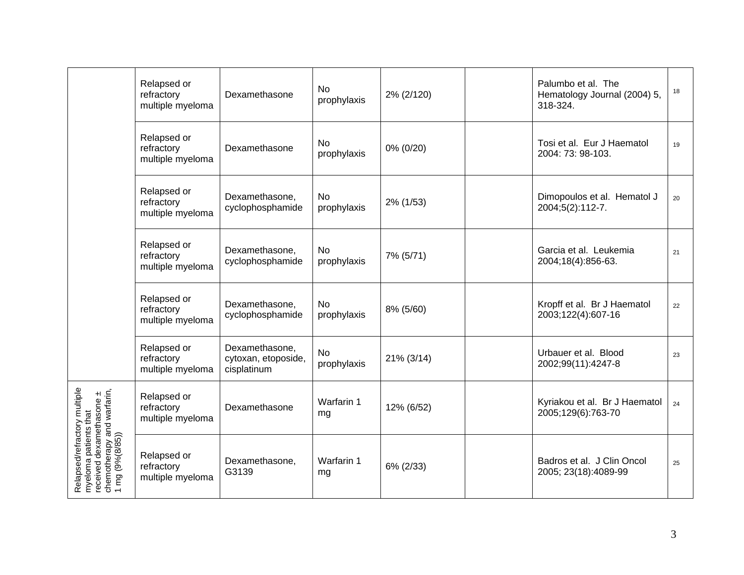| | | | | | | | |
|---|---|---|---|---|---|---|---|
| | Relapsed or refractory multiple myeloma | Dexamethasone | No prophylaxis | 2% (2/120) | | Palumbo et al. The Hematology Journal (2004) 5, 318-324. | 18 |
| | Relapsed or refractory multiple myeloma | Dexamethasone | No prophylaxis | 0% (0/20) | | Tosi et al. Eur J Haematol 2004: 73: 98-103. | 19 |
| | Relapsed or refractory multiple myeloma | Dexamethasone, cyclophosphamide | No prophylaxis | 2% (1/53) | | Dimopoulos et al. Hematol J 2004;5(2):112-7. | 20 |
| | Relapsed or refractory multiple myeloma | Dexamethasone, cyclophosphamide | No prophylaxis | 7% (5/71) | | Garcia et al. Leukemia 2004;18(4):856-63. | 21 |
| | Relapsed or refractory multiple myeloma | Dexamethasone, cyclophosphamide | No prophylaxis | 8% (5/60) | | Kropff et al. Br J Haematol 2003;122(4):607-16 | 22 |
| | Relapsed or refractory multiple myeloma | Dexamethasone, cytoxan, etoposide, cisplatinum | No prophylaxis | 21% (3/14) | | Urbauer et al. Blood 2002;99(11):4247-8 | 23 |
| Relapsed/refractory multiple myeloma patients that received dexamethasone ± chemotherapy and warfarin, 1 mg (9%(8/85)) | Relapsed or refractory multiple myeloma | Dexamethasone | Warfarin 1 mg | 12% (6/52) | | Kyriakou et al. Br J Haematol 2005;129(6):763-70 | 24 |
| | Relapsed or refractory multiple myeloma | Dexamethasone, G3139 | Warfarin 1 mg | 6% (2/33) | | Badros et al. J Clin Oncol 2005; 23(18):4089-99 | 25 |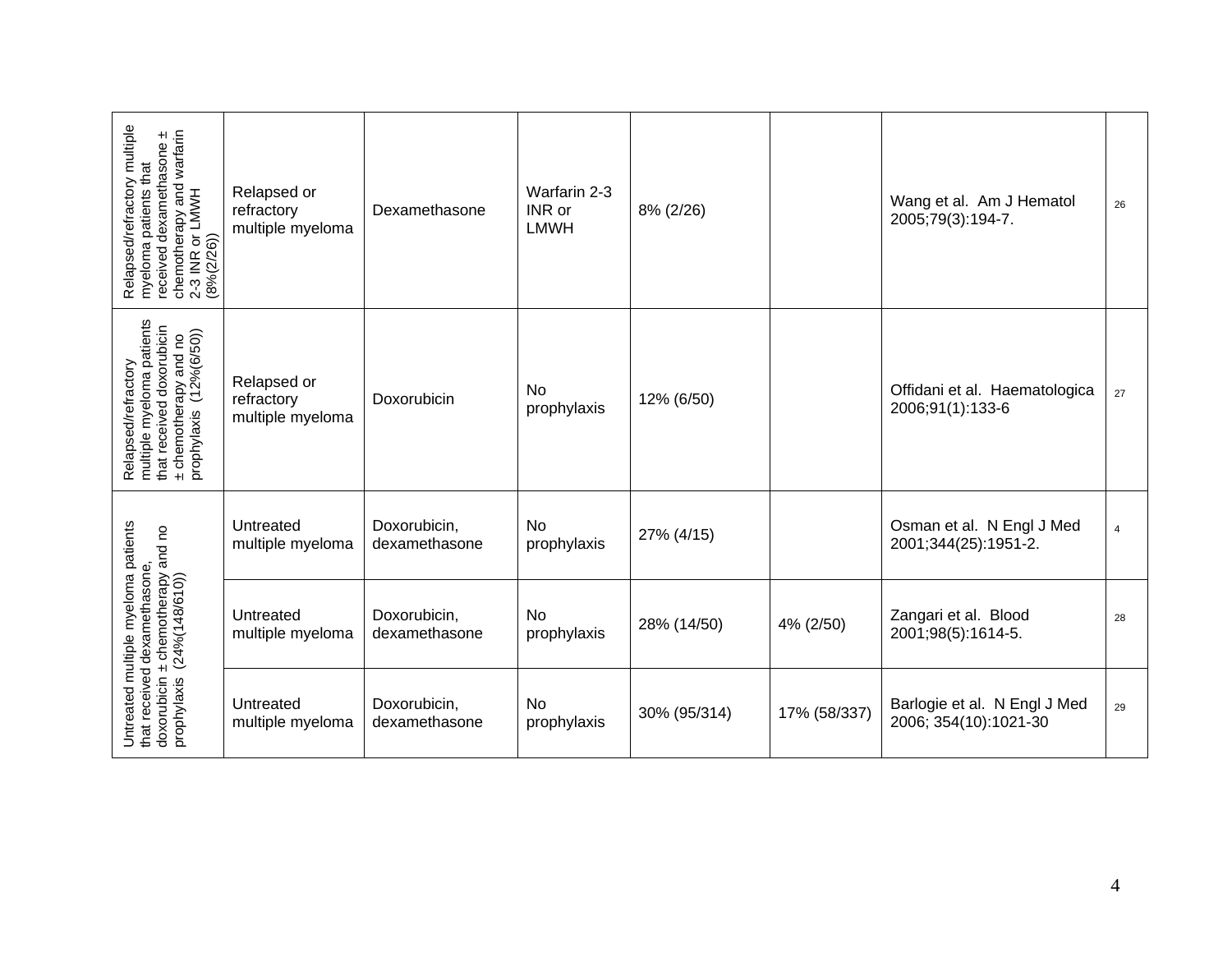| | | | | | | | |
|---|---|---|---|---|---|---|---|
| Relapsed/refractory multiple myeloma patients that received dexamethasone ± chemotherapy and warfarin 2-3 INR or LMWH (8%(2/26)) | Relapsed or refractory multiple myeloma | Dexamethasone | Warfarin 2-3 INR or LMWH | 8% (2/26) | | Wang et al. Am J Hematol 2005;79(3):194-7. | 26 |
| Relapsed/refractory multiple myeloma patients that received doxorubicin ± chemotherapy and no prophylaxis (12%(6/50)) | Relapsed or refractory multiple myeloma | Doxorubicin | No prophylaxis | 12% (6/50) | | Offidani et al. Haematologica 2006;91(1):133-6 | 27 |
| Untreated multiple myeloma patients that received dexamethasone, doxorubicin ± chemotherapy and no prophylaxis (24%(148/610)) | Untreated multiple myeloma | Doxorubicin, dexamethasone | No prophylaxis | 27% (4/15) | | Osman et al. N Engl J Med 2001;344(25):1951-2. | 4 |
| | Untreated multiple myeloma | Doxorubicin, dexamethasone | No prophylaxis | 28% (14/50) | 4% (2/50) | Zangari et al. Blood 2001;98(5):1614-5. | 28 |
| | Untreated multiple myeloma | Doxorubicin, dexamethasone | No prophylaxis | 30% (95/314) | 17% (58/337) | Barlogie et al. N Engl J Med 2006; 354(10):1021-30 | 29 |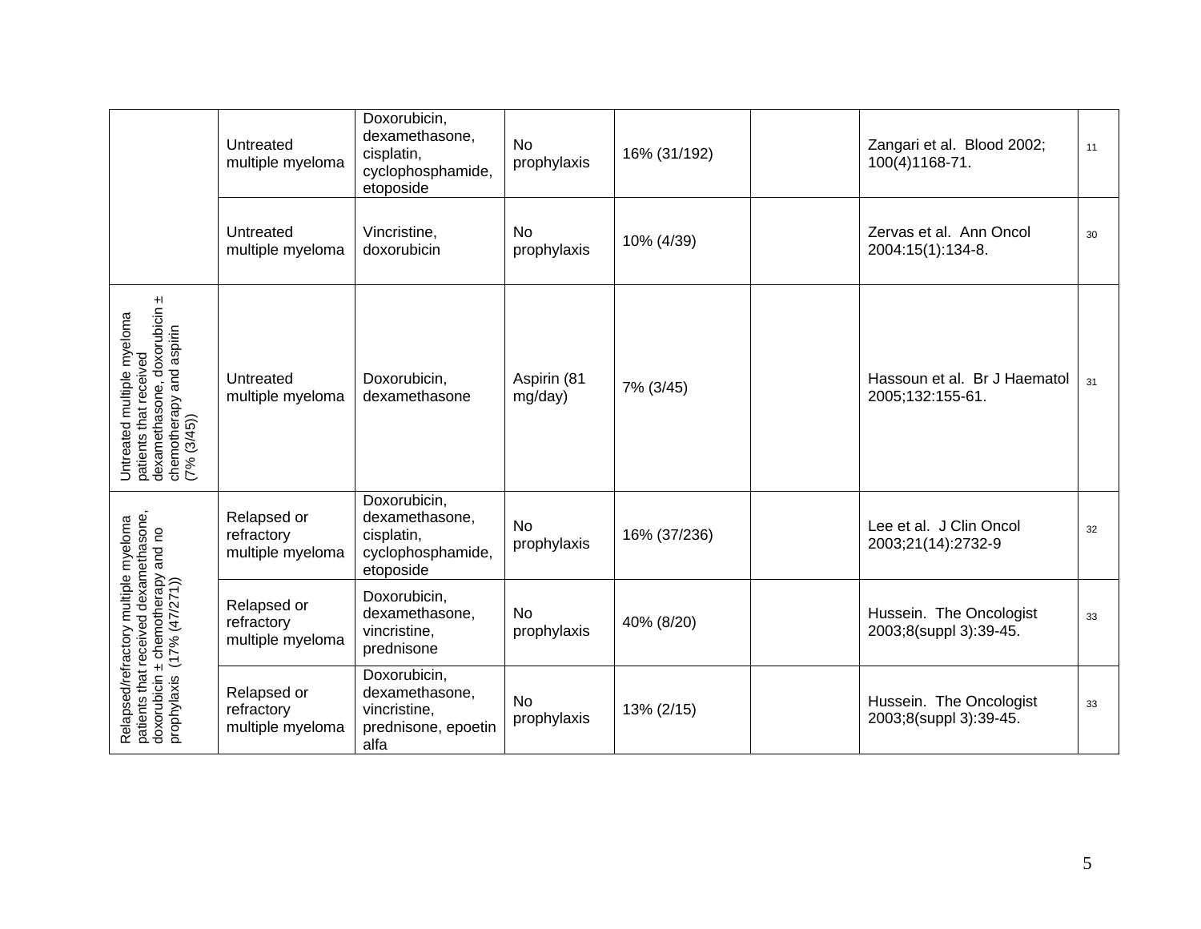| | | | | | | | |
|---|---|---|---|---|---|---|---|
| | Untreated multiple myeloma | Doxorubicin, dexamethasone, cisplatin, cyclophosphamide, etoposide | No prophylaxis | 16% (31/192) | | Zangari et al. Blood 2002; 100(4)1168-71. | 11 |
| | Untreated multiple myeloma | Vincristine, doxorubicin | No prophylaxis | 10% (4/39) | | Zervas et al. Ann Oncol 2004:15(1):134-8. | 30 |
| Untreated multiple myeloma patients that received dexamethasone, doxorubicin ± chemotherapy and aspirin (7% (3/45)) | Untreated multiple myeloma | Doxorubicin, dexamethasone | Aspirin (81 mg/day) | 7% (3/45) | | Hassoun et al. Br J Haematol 2005;132:155-61. | 31 |
| Relapsed/refractory multiple myeloma patients that received dexamethasone, doxorubicin ± chemotherapy and no prophylaxis (17% (47/271)) | Relapsed or refractory multiple myeloma | Doxorubicin, dexamethasone, cisplatin, cyclophosphamide, etoposide | No prophylaxis | 16% (37/236) | | Lee et al. J Clin Oncol 2003;21(14):2732-9 | 32 |
| | Relapsed or refractory multiple myeloma | Doxorubicin, dexamethasone, vincristine, prednisone | No prophylaxis | 40% (8/20) | | Hussein. The Oncologist 2003;8(suppl 3):39-45. | 33 |
| | Relapsed or refractory multiple myeloma | Doxorubicin, dexamethasone, vincristine, prednisone, epoetin alfa | No prophylaxis | 13% (2/15) | | Hussein. The Oncologist 2003;8(suppl 3):39-45. | 33 |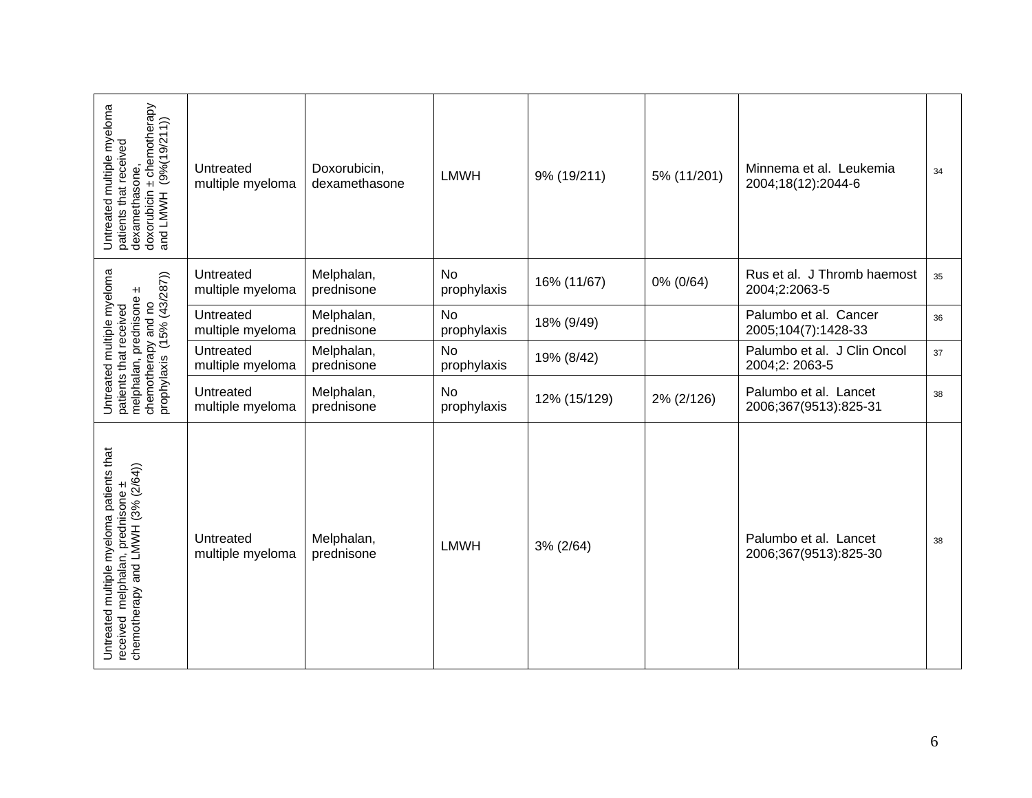| Untreated multiple myeloma patients that received dexamethasone, doxorubicin ± chemotherapy and LMWH (9%(19/211)) | Untreated multiple myeloma | Doxorubicin, dexamethasone | LMWH | 9% (19/211) | 5% (11/201) | Minnema et al. Leukemia 2004;18(12):2044-6 | 34 |
|---|---|---|---|---|---|---|---|
| Untreated multiple myeloma patients that received melphalan, prednisone ± chemotherapy and no prophylaxis (15% (43/287)) | Untreated multiple myeloma | Melphalan, prednisone | No prophylaxis | 16% (11/67) | 0% (0/64) | Rus et al. J Thromb haemost 2004;2:2063-5 | 35 |
| | Untreated multiple myeloma | Melphalan, prednisone | No prophylaxis | 18% (9/49) | | Palumbo et al. Cancer 2005;104(7):1428-33 | 36 |
| | Untreated multiple myeloma | Melphalan, prednisone | No prophylaxis | 19% (8/42) | | Palumbo et al. J Clin Oncol 2004;2: 2063-5 | 37 |
| | Untreated multiple myeloma | Melphalan, prednisone | No prophylaxis | 12% (15/129) | 2% (2/126) | Palumbo et al. Lancet 2006;367(9513):825-31 | 38 |
| Untreated multiple myeloma patients that received melphalan, prednisone ± chemotherapy and LMWH (3% (2/64)) | Untreated multiple myeloma | Melphalan, prednisone | LMWH | 3% (2/64) | | Palumbo et al. Lancet 2006;367(9513):825-30 | 38 |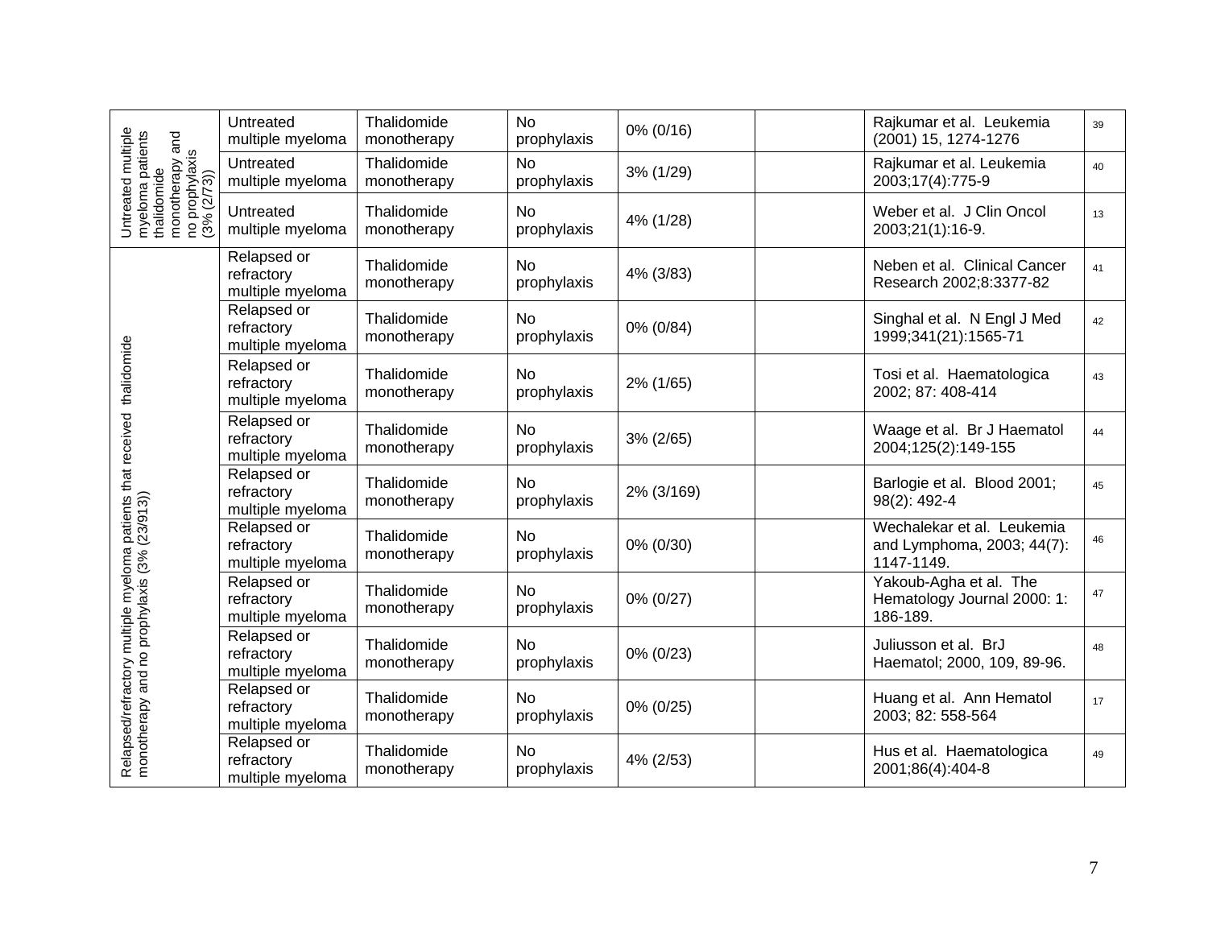| | | | | | | | |
|---|---|---|---|---|---|---|---|
| Untreated multiple myeloma patients thalidomide monotherapy and no prophylaxis (3% (2/73)) | Untreated multiple myeloma | Thalidomide monotherapy | No prophylaxis | 0% (0/16) | | Rajkumar et al. Leukemia (2001) 15, 1274-1276 | 39 |
| | Untreated multiple myeloma | Thalidomide monotherapy | No prophylaxis | 3% (1/29) | | Rajkumar et al. Leukemia 2003;17(4):775-9 | 40 |
| | Untreated multiple myeloma | Thalidomide monotherapy | No prophylaxis | 4% (1/28) | | Weber et al. J Clin Oncol 2003;21(1):16-9. | 13 |
| Relapsed/refractory multiple myeloma patients that received thalidomide monotherapy and no prophylaxis (3% (23/913)) | Relapsed or refractory multiple myeloma | Thalidomide monotherapy | No prophylaxis | 4% (3/83) | | Neben et al. Clinical Cancer Research 2002;8:3377-82 | 41 |
| | Relapsed or refractory multiple myeloma | Thalidomide monotherapy | No prophylaxis | 0% (0/84) | | Singhal et al. N Engl J Med 1999;341(21):1565-71 | 42 |
| | Relapsed or refractory multiple myeloma | Thalidomide monotherapy | No prophylaxis | 2% (1/65) | | Tosi et al. Haematologica 2002; 87: 408-414 | 43 |
| | Relapsed or refractory multiple myeloma | Thalidomide monotherapy | No prophylaxis | 3% (2/65) | | Waage et al. Br J Haematol 2004;125(2):149-155 | 44 |
| | Relapsed or refractory multiple myeloma | Thalidomide monotherapy | No prophylaxis | 2% (3/169) | | Barlogie et al. Blood 2001; 98(2): 492-4 | 45 |
| | Relapsed or refractory multiple myeloma | Thalidomide monotherapy | No prophylaxis | 0% (0/30) | | Wechalekar et al. Leukemia and Lymphoma, 2003; 44(7): 1147-1149. | 46 |
| | Relapsed or refractory multiple myeloma | Thalidomide monotherapy | No prophylaxis | 0% (0/27) | | Yakoub-Agha et al. The Hematology Journal 2000: 1: 186-189. | 47 |
| | Relapsed or refractory multiple myeloma | Thalidomide monotherapy | No prophylaxis | 0% (0/23) | | Juliusson et al. BrJ Haematol; 2000, 109, 89-96. | 48 |
| | Relapsed or refractory multiple myeloma | Thalidomide monotherapy | No prophylaxis | 0% (0/25) | | Huang et al. Ann Hematol 2003; 82: 558-564 | 17 |
| | Relapsed or refractory multiple myeloma | Thalidomide monotherapy | No prophylaxis | 4% (2/53) | | Hus et al. Haematologica 2001;86(4):404-8 | 49 |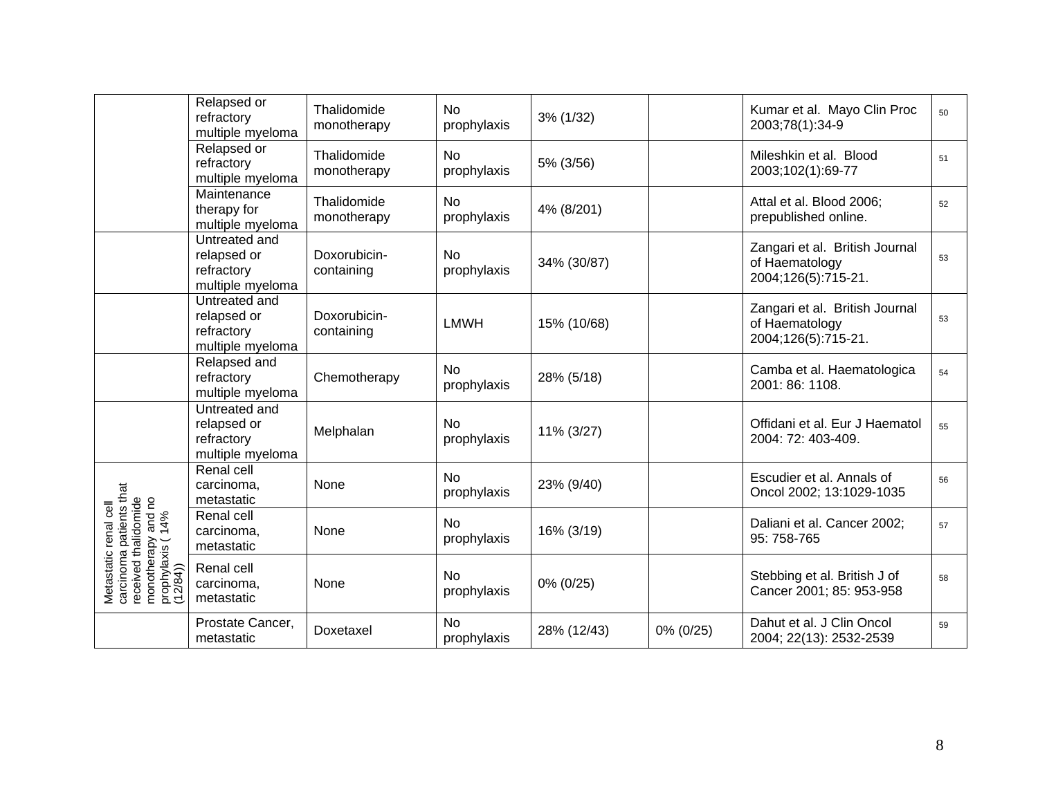| | | | | | | | |
|---|---|---|---|---|---|---|---|
| | Relapsed or refractory multiple myeloma | Thalidomide monotherapy | No prophylaxis | 3% (1/32) | | Kumar et al. Mayo Clin Proc 2003;78(1):34-9 | 50 |
| | Relapsed or refractory multiple myeloma | Thalidomide monotherapy | No prophylaxis | 5% (3/56) | | Mileshkin et al. Blood 2003;102(1):69-77 | 51 |
| | Maintenance therapy for multiple myeloma | Thalidomide monotherapy | No prophylaxis | 4% (8/201) | | Attal et al. Blood 2006; prepublished online. | 52 |
| | Untreated and relapsed or refractory multiple myeloma | Doxorubicin-containing | No prophylaxis | 34% (30/87) | | Zangari et al. British Journal of Haematology 2004;126(5):715-21. | 53 |
| | Untreated and relapsed or refractory multiple myeloma | Doxorubicin-containing | LMWH | 15% (10/68) | | Zangari et al. British Journal of Haematology 2004;126(5):715-21. | 53 |
| | Relapsed and refractory multiple myeloma | Chemotherapy | No prophylaxis | 28% (5/18) | | Camba et al. Haematologica 2001: 86: 1108. | 54 |
| | Untreated and relapsed or refractory multiple myeloma | Melphalan | No prophylaxis | 11% (3/27) | | Offidani et al. Eur J Haematol 2004: 72: 403-409. | 55 |
| Metastatic renal cell carcinoma patients that received thalidomide monotherapy and no prophylaxis ( 14% (12/84)) | Renal cell carcinoma, metastatic | None | No prophylaxis | 23% (9/40) | | Escudier et al. Annals of Oncol 2002; 13:1029-1035 | 56 |
| | Renal cell carcinoma, metastatic | None | No prophylaxis | 16% (3/19) | | Daliani et al. Cancer 2002; 95: 758-765 | 57 |
| | Renal cell carcinoma, metastatic | None | No prophylaxis | 0% (0/25) | | Stebbing et al. British J of Cancer 2001; 85: 953-958 | 58 |
| | Prostate Cancer, metastatic | Doxetaxel | No prophylaxis | 28% (12/43) | 0% (0/25) | Dahut et al. J Clin Oncol 2004; 22(13): 2532-2539 | 59 |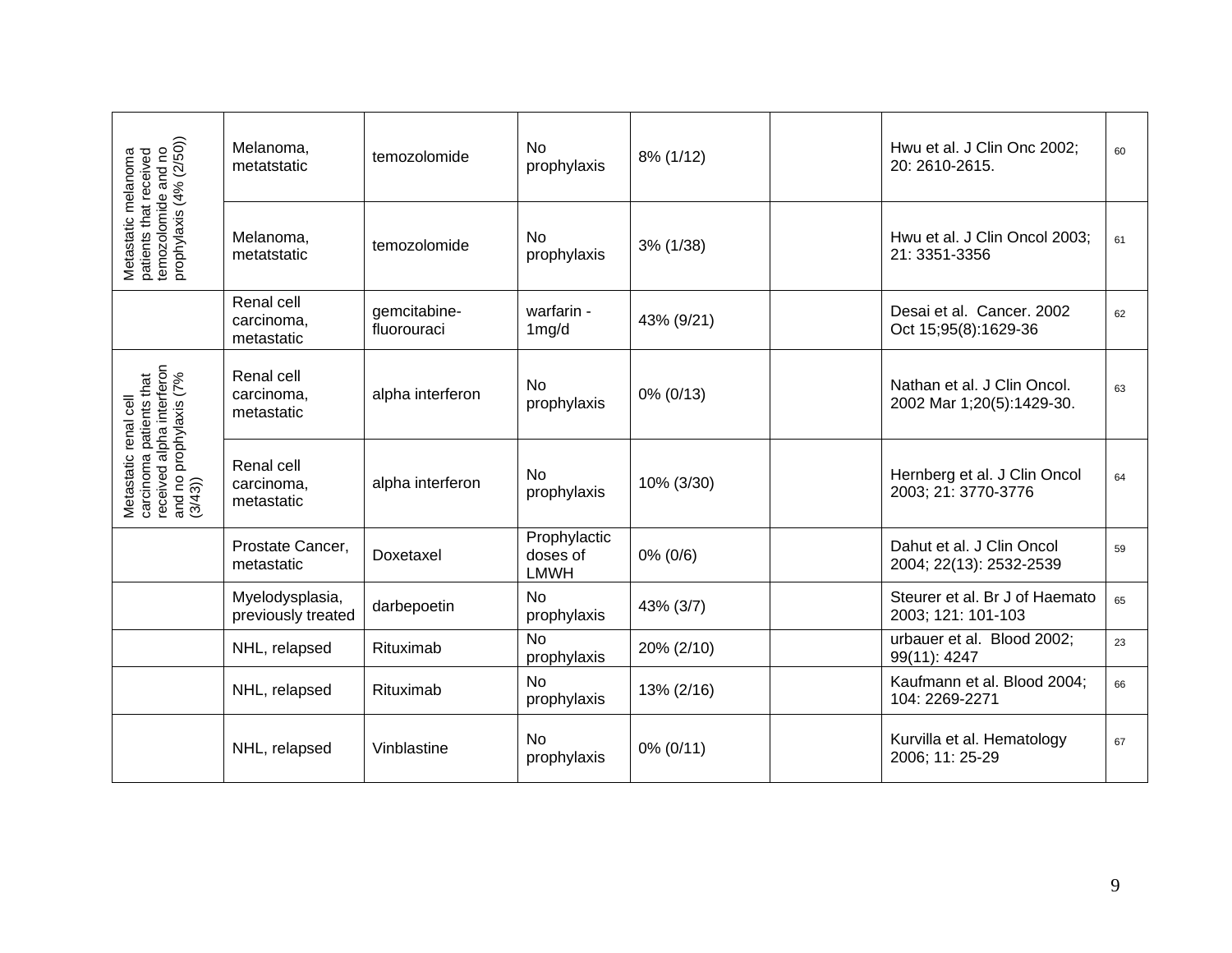| | | | | | | | |
|---|---|---|---|---|---|---|---|
| Metastatic melanoma patients that received temozolomide and no prophylaxis (4% (2/50)) | Melanoma, metatstatic | temozolomide | No prophylaxis | 8% (1/12) | | Hwu et al. J Clin Onc 2002; 20: 2610-2615. | 60 |
| | Melanoma, metatstatic | temozolomide | No prophylaxis | 3% (1/38) | | Hwu et al. J Clin Oncol 2003; 21: 3351-3356 | 61 |
| | Renal cell carcinoma, metastatic | gemcitabine-fluorouraci | warfarin - 1mg/d | 43% (9/21) | | Desai et al. Cancer. 2002 Oct 15;95(8):1629-36 | 62 |
| Metastatic renal cell carcinoma patients that received alpha interferon and no prophylaxis (7% (3/43)) | Renal cell carcinoma, metastatic | alpha interferon | No prophylaxis | 0% (0/13) | | Nathan et al. J Clin Oncol. 2002 Mar 1;20(5):1429-30. | 63 |
| | Renal cell carcinoma, metastatic | alpha interferon | No prophylaxis | 10% (3/30) | | Hernberg et al. J Clin Oncol 2003; 21: 3770-3776 | 64 |
| | Prostate Cancer, metastatic | Doxetaxel | Prophylactic doses of LMWH | 0% (0/6) | | Dahut et al. J Clin Oncol 2004; 22(13): 2532-2539 | 59 |
| | Myelodysplasia, previously treated | darbepoetin | No prophylaxis | 43% (3/7) | | Steurer et al. Br J of Haemato 2003; 121: 101-103 | 65 |
| | NHL, relapsed | Rituximab | No prophylaxis | 20% (2/10) | | urbauer et al. Blood 2002; 99(11): 4247 | 23 |
| | NHL, relapsed | Rituximab | No prophylaxis | 13% (2/16) | | Kaufmann et al. Blood 2004; 104: 2269-2271 | 66 |
| | NHL, relapsed | Vinblastine | No prophylaxis | 0% (0/11) | | Kurvilla et al. Hematology 2006; 11: 25-29 | 67 |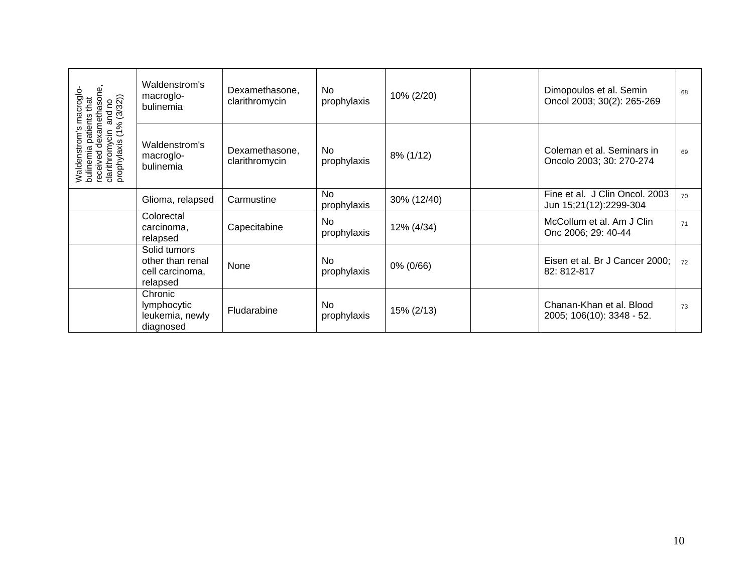| | | | | | | | |
|---|---|---|---|---|---|---|---|
| Waldenstrom's macroglo-bulinemia patients that received dexamethasone, clarithromycin and no prophylaxis (1% (3/32)) | Waldenstrom's macroglo-bulinemia | Dexamethasone, clarithromycin | No prophylaxis | 10% (2/20) | | Dimopoulos et al. Semin Oncol 2003; 30(2): 265-269 | 68 |
| | Waldenstrom's macroglo-bulinemia | Dexamethasone, clarithromycin | No prophylaxis | 8% (1/12) | | Coleman et al. Seminars in Oncolo 2003; 30: 270-274 | 69 |
| | Glioma, relapsed | Carmustine | No prophylaxis | 30% (12/40) | | Fine et al. J Clin Oncol. 2003 Jun 15;21(12):2299-304 | 70 |
| | Colorectal carcinoma, relapsed | Capecitabine | No prophylaxis | 12% (4/34) | | McCollum et al. Am J Clin Onc 2006; 29: 40-44 | 71 |
| | Solid tumors other than renal cell carcinoma, relapsed | None | No prophylaxis | 0% (0/66) | | Eisen et al. Br J Cancer 2000; 82: 812-817 | 72 |
| | Chronic lymphocytic leukemia, newly diagnosed | Fludarabine | No prophylaxis | 15% (2/13) | | Chanan-Khan et al. Blood 2005; 106(10): 3348 - 52. | 73 |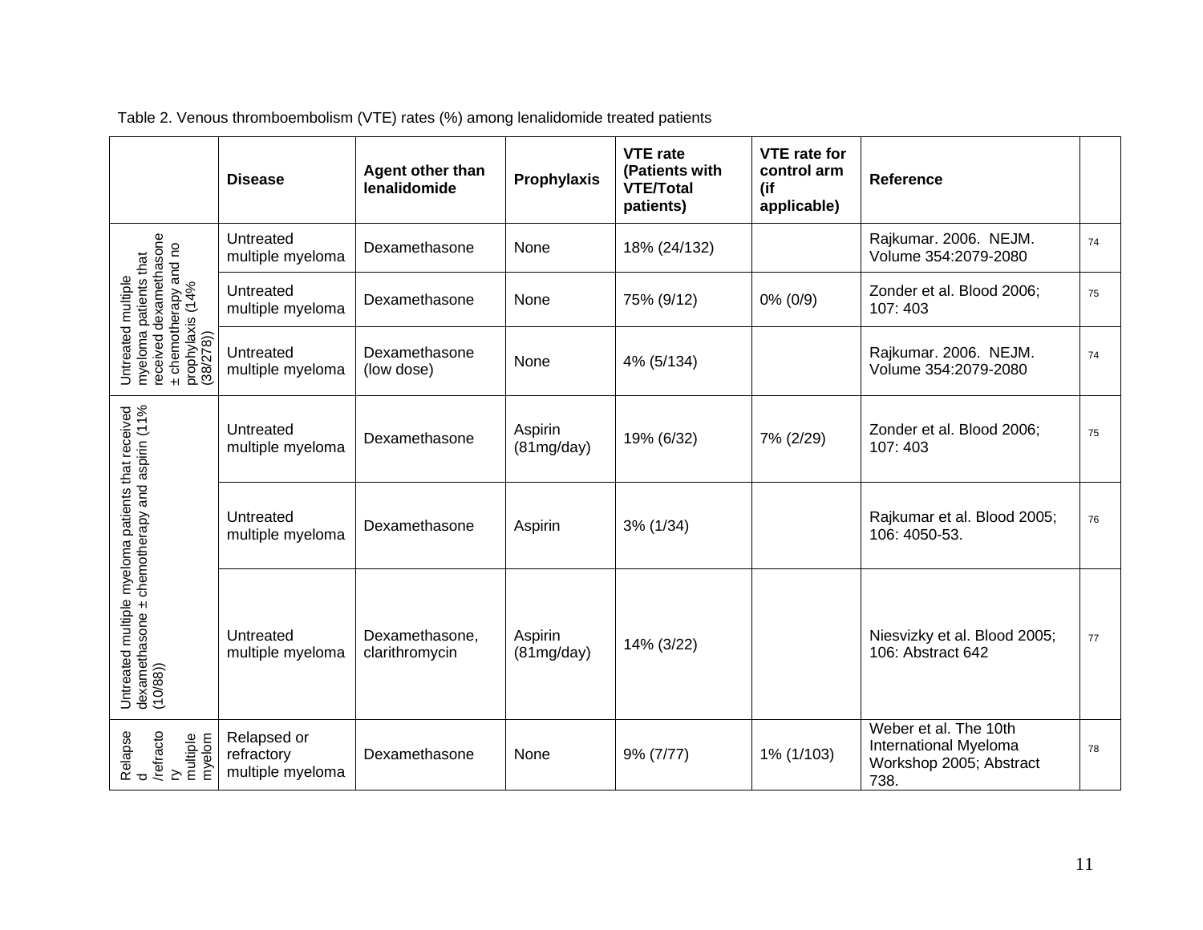Table 2. Venous thromboembolism (VTE) rates (%) among lenalidomide treated patients

| | Disease | Agent other than lenalidomide | Prophylaxis | VTE rate (Patients with VTE/Total patients) | VTE rate for control arm (if applicable) | Reference | |
|---|---|---|---|---|---|---|---|
| Untreated multiple myeloma patients that received dexamethasone ± chemotherapy and no prophylaxis (14% (38/278)) | Untreated multiple myeloma | Dexamethasone | None | 18% (24/132) | | Rajkumar. 2006. NEJM. Volume 354:2079-2080 | 74 |
| | Untreated multiple myeloma | Dexamethasone | None | 75% (9/12) | 0% (0/9) | Zonder et al. Blood 2006; 107: 403 | 75 |
| | Untreated multiple myeloma | Dexamethasone (low dose) | None | 4% (5/134) | | Rajkumar. 2006. NEJM. Volume 354:2079-2080 | 74 |
| Untreated multiple myeloma patients that received dexamethasone ± chemotherapy and aspirin (11% (10/88)) | Untreated multiple myeloma | Dexamethasone | Aspirin (81mg/day) | 19% (6/32) | 7% (2/29) | Zonder et al. Blood 2006; 107: 403 | 75 |
| | Untreated multiple myeloma | Dexamethasone | Aspirin | 3% (1/34) | | Rajkumar et al. Blood 2005; 106: 4050-53. | 76 |
| | Untreated multiple myeloma | Dexamethasone, clarithromycin | Aspirin (81mg/day) | 14% (3/22) | | Niesvizky et al. Blood 2005; 106: Abstract 642 | 77 |
| Relapsed /refractory multiple myelom | Relapsed or refractory multiple myeloma | Dexamethasone | None | 9% (7/77) | 1% (1/103) | Weber et al. The 10th International Myeloma Workshop 2005; Abstract 738. | 78 |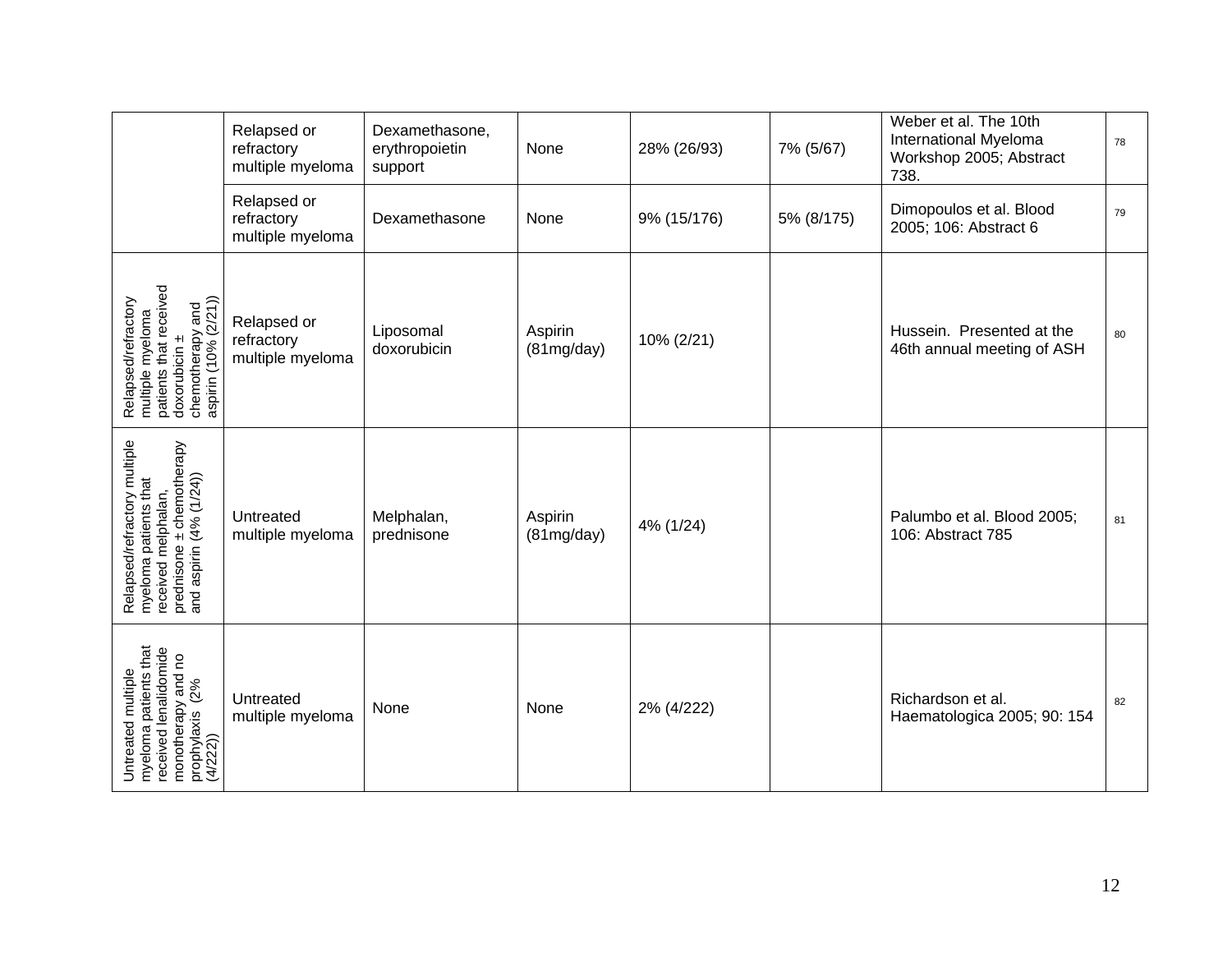|  |  |  |  |  |  |  |  |
|---|---|---|---|---|---|---|---|
|  | Relapsed or refractory multiple myeloma | Dexamethasone, erythropoietin support | None | 28% (26/93) | 7% (5/67) | Weber et al. The 10th International Myeloma Workshop 2005; Abstract 738. | 78 |
|  | Relapsed or refractory multiple myeloma | Dexamethasone | None | 9% (15/176) | 5% (8/175) | Dimopoulos et al. Blood 2005; 106: Abstract 6 | 79 |
| Relapsed/refractory multiple myeloma patients that received doxorubicin ± chemotherapy and aspirin (10% (2/21)) | Relapsed or refractory multiple myeloma | Liposomal doxorubicin | Aspirin (81mg/day) | 10% (2/21) |  | Hussein. Presented at the 46th annual meeting of ASH | 80 |
| Relapsed/refractory multiple myeloma patients that received melphalan, prednisone ± chemotherapy and aspirin (4% (1/24)) | Untreated multiple myeloma | Melphalan, prednisone | Aspirin (81mg/day) | 4% (1/24) |  | Palumbo et al. Blood 2005; 106: Abstract 785 | 81 |
| Untreated multiple myeloma patients that received lenalidomide monotherapy and no prophylaxis (2% (4/222)) | Untreated multiple myeloma | None | None | 2% (4/222) |  | Richardson et al. Haematologica 2005; 90: 154 | 82 |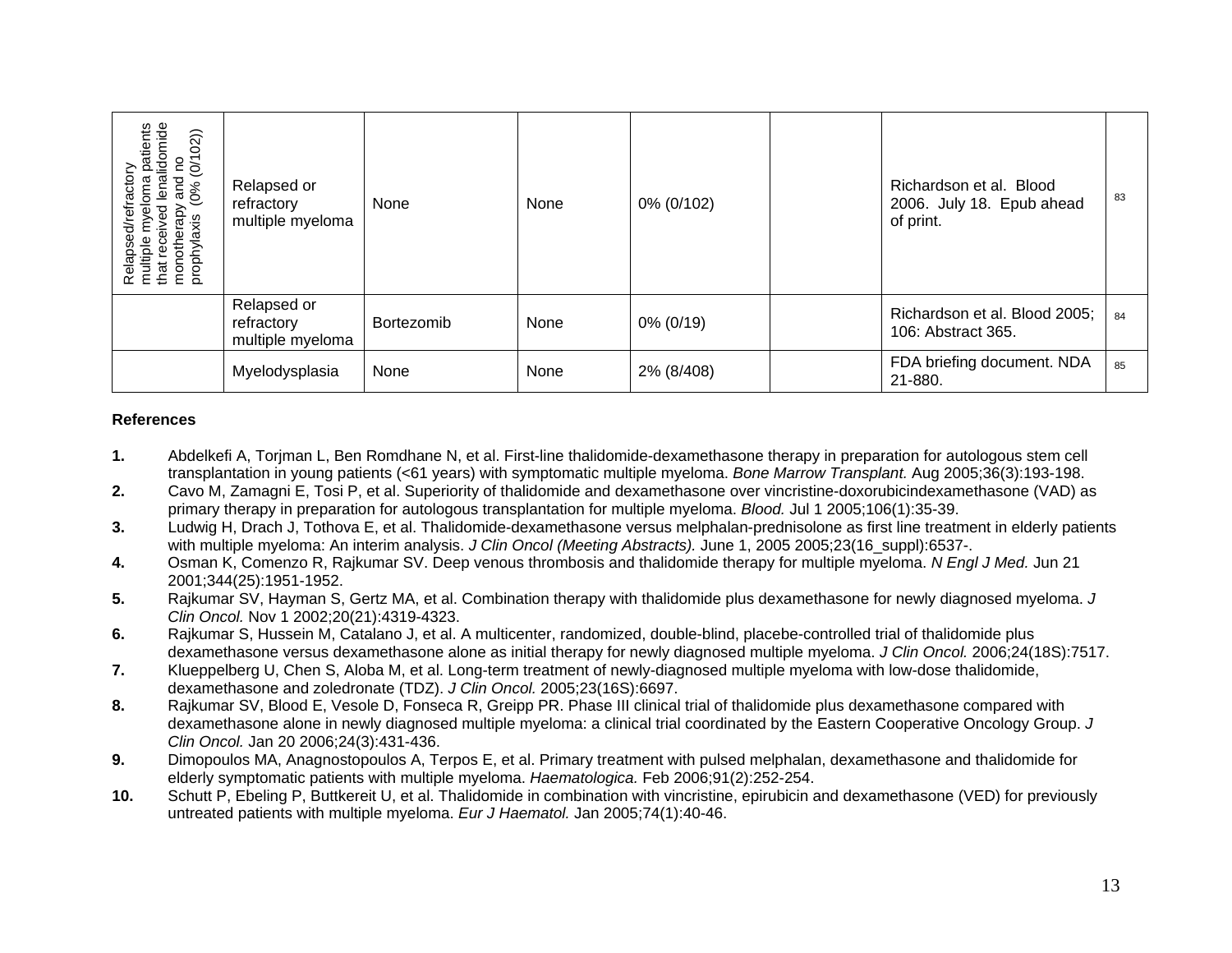| Relapsed/refractory multiple myeloma patients that received lenalidomide monotherapy and no prophylaxis (0% (0/102)) | Relapsed or refractory multiple myeloma | None | None | 0% (0/102) | | Richardson et al. Blood 2006. July 18. Epub ahead of print. | 83 |
|---|---|---|---|---|---|---|---|
| | Relapsed or refractory multiple myeloma | Bortezomib | None | 0% (0/19) | | Richardson et al. Blood 2005; 106: Abstract 365. | 84 |
| | Myelodysplasia | None | None | 2% (8/408) | | FDA briefing document. NDA 21-880. | 85 |

**References**

**1.** Abdelkefi A, Torjman L, Ben Romdhane N, et al. First-line thalidomide-dexamethasone therapy in preparation for autologous stem cell transplantation in young patients (<61 years) with symptomatic multiple myeloma. *Bone Marrow Transplant.* Aug 2005;36(3):193-198.

**2.** Cavo M, Zamagni E, Tosi P, et al. Superiority of thalidomide and dexamethasone over vincristine-doxorubicindexamethasone (VAD) as primary therapy in preparation for autologous transplantation for multiple myeloma. *Blood.* Jul 1 2005;106(1):35-39.

**3.** Ludwig H, Drach J, Tothova E, et al. Thalidomide-dexamethasone versus melphalan-prednisolone as first line treatment in elderly patients with multiple myeloma: An interim analysis. *J Clin Oncol (Meeting Abstracts).* June 1, 2005 2005;23(16_suppl):6537-.

**4.** Osman K, Comenzo R, Rajkumar SV. Deep venous thrombosis and thalidomide therapy for multiple myeloma. *N Engl J Med.* Jun 21 2001;344(25):1951-1952.

**5.** Rajkumar SV, Hayman S, Gertz MA, et al. Combination therapy with thalidomide plus dexamethasone for newly diagnosed myeloma. *J Clin Oncol.* Nov 1 2002;20(21):4319-4323.

**6.** Rajkumar S, Hussein M, Catalano J, et al. A multicenter, randomized, double-blind, placebo-controlled trial of thalidomide plus dexamethasone versus dexamethasone alone as initial therapy for newly diagnosed multiple myeloma. *J Clin Oncol.* 2006;24(18S):7517.

**7.** Klueppelberg U, Chen S, Aloba M, et al. Long-term treatment of newly-diagnosed multiple myeloma with low-dose thalidomide, dexamethasone and zoledronate (TDZ). *J Clin Oncol.* 2005;23(16S):6697.

**8.** Rajkumar SV, Blood E, Vesole D, Fonseca R, Greipp PR. Phase III clinical trial of thalidomide plus dexamethasone compared with dexamethasone alone in newly diagnosed multiple myeloma: a clinical trial coordinated by the Eastern Cooperative Oncology Group. *J Clin Oncol.* Jan 20 2006;24(3):431-436.

**9.** Dimopoulos MA, Anagnostopoulos A, Terpos E, et al. Primary treatment with pulsed melphalan, dexamethasone and thalidomide for elderly symptomatic patients with multiple myeloma. *Haematologica.* Feb 2006;91(2):252-254.

**10.** Schutt P, Ebeling P, Buttkereit U, et al. Thalidomide in combination with vincristine, epirubicin and dexamethasone (VED) for previously untreated patients with multiple myeloma. *Eur J Haematol.* Jan 2005;74(1):40-46.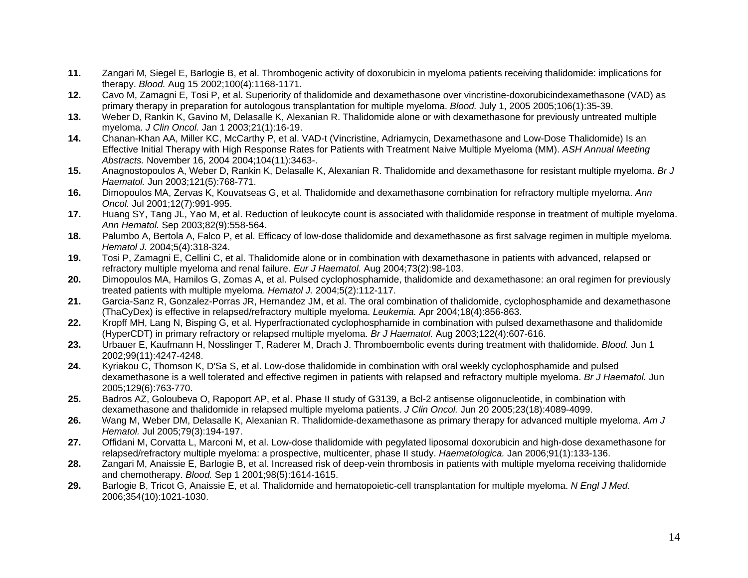**11.** Zangari M, Siegel E, Barlogie B, et al. Thrombogenic activity of doxorubicin in myeloma patients receiving thalidomide: implications for therapy. *Blood.* Aug 15 2002;100(4):1168-1171.

**12.** Cavo M, Zamagni E, Tosi P, et al. Superiority of thalidomide and dexamethasone over vincristine-doxorubicindexamethasone (VAD) as primary therapy in preparation for autologous transplantation for multiple myeloma. *Blood.* July 1, 2005 2005;106(1):35-39.

**13.** Weber D, Rankin K, Gavino M, Delasalle K, Alexanian R. Thalidomide alone or with dexamethasone for previously untreated multiple myeloma. *J Clin Oncol.* Jan 1 2003;21(1):16-19.

**14.** Chanan-Khan AA, Miller KC, McCarthy P, et al. VAD-t (Vincristine, Adriamycin, Dexamethasone and Low-Dose Thalidomide) Is an Effective Initial Therapy with High Response Rates for Patients with Treatment Naive Multiple Myeloma (MM). *ASH Annual Meeting Abstracts.* November 16, 2004 2004;104(11):3463-.

**15.** Anagnostopoulos A, Weber D, Rankin K, Delasalle K, Alexanian R. Thalidomide and dexamethasone for resistant multiple myeloma. *Br J Haematol.* Jun 2003;121(5):768-771.

**16.** Dimopoulos MA, Zervas K, Kouvatseas G, et al. Thalidomide and dexamethasone combination for refractory multiple myeloma. *Ann Oncol.* Jul 2001;12(7):991-995.

**17.** Huang SY, Tang JL, Yao M, et al. Reduction of leukocyte count is associated with thalidomide response in treatment of multiple myeloma. *Ann Hematol.* Sep 2003;82(9):558-564.

**18.** Palumbo A, Bertola A, Falco P, et al. Efficacy of low-dose thalidomide and dexamethasone as first salvage regimen in multiple myeloma. *Hematol J.* 2004;5(4):318-324.

**19.** Tosi P, Zamagni E, Cellini C, et al. Thalidomide alone or in combination with dexamethasone in patients with advanced, relapsed or refractory multiple myeloma and renal failure. *Eur J Haematol.* Aug 2004;73(2):98-103.

**20.** Dimopoulos MA, Hamilos G, Zomas A, et al. Pulsed cyclophosphamide, thalidomide and dexamethasone: an oral regimen for previously treated patients with multiple myeloma. *Hematol J.* 2004;5(2):112-117.

**21.** Garcia-Sanz R, Gonzalez-Porras JR, Hernandez JM, et al. The oral combination of thalidomide, cyclophosphamide and dexamethasone (ThaCyDex) is effective in relapsed/refractory multiple myeloma. *Leukemia.* Apr 2004;18(4):856-863.

**22.** Kropff MH, Lang N, Bisping G, et al. Hyperfractionated cyclophosphamide in combination with pulsed dexamethasone and thalidomide (HyperCDT) in primary refractory or relapsed multiple myeloma. *Br J Haematol.* Aug 2003;122(4):607-616.

**23.** Urbauer E, Kaufmann H, Nosslinger T, Raderer M, Drach J. Thromboembolic events during treatment with thalidomide. *Blood.* Jun 1 2002;99(11):4247-4248.

**24.** Kyriakou C, Thomson K, D'Sa S, et al. Low-dose thalidomide in combination with oral weekly cyclophosphamide and pulsed dexamethasone is a well tolerated and effective regimen in patients with relapsed and refractory multiple myeloma. *Br J Haematol.* Jun 2005;129(6):763-770.

**25.** Badros AZ, Goloubeva O, Rapoport AP, et al. Phase II study of G3139, a Bcl-2 antisense oligonucleotide, in combination with dexamethasone and thalidomide in relapsed multiple myeloma patients. *J Clin Oncol.* Jun 20 2005;23(18):4089-4099.

**26.** Wang M, Weber DM, Delasalle K, Alexanian R. Thalidomide-dexamethasone as primary therapy for advanced multiple myeloma. *Am J Hematol.* Jul 2005;79(3):194-197.

**27.** Offidani M, Corvatta L, Marconi M, et al. Low-dose thalidomide with pegylated liposomal doxorubicin and high-dose dexamethasone for relapsed/refractory multiple myeloma: a prospective, multicenter, phase II study. *Haematologica.* Jan 2006;91(1):133-136.

**28.** Zangari M, Anaissie E, Barlogie B, et al. Increased risk of deep-vein thrombosis in patients with multiple myeloma receiving thalidomide and chemotherapy. *Blood.* Sep 1 2001;98(5):1614-1615.

**29.** Barlogie B, Tricot G, Anaissie E, et al. Thalidomide and hematopoietic-cell transplantation for multiple myeloma. *N Engl J Med.* 2006;354(10):1021-1030.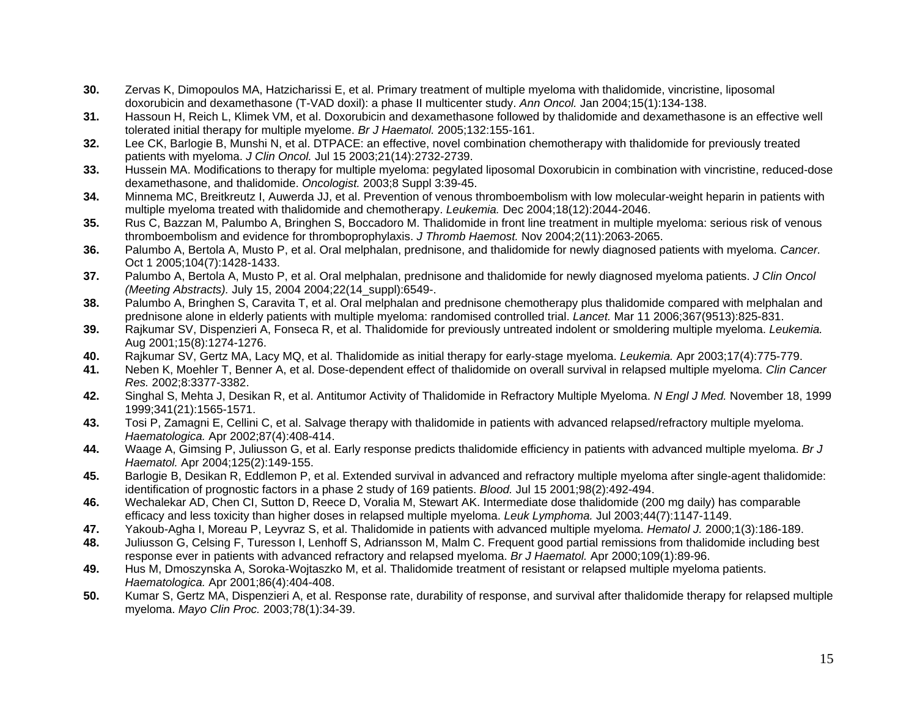**30.** Zervas K, Dimopoulos MA, Hatzicharissi E, et al. Primary treatment of multiple myeloma with thalidomide, vincristine, liposomal doxorubicin and dexamethasone (T-VAD doxil): a phase II multicenter study. *Ann Oncol.* Jan 2004;15(1):134-138.

**31.** Hassoun H, Reich L, Klimek VM, et al. Doxorubicin and dexamethasone followed by thalidomide and dexamethasone is an effective well tolerated initial therapy for multiple myelome. *Br J Haematol.* 2005;132:155-161.

**32.** Lee CK, Barlogie B, Munshi N, et al. DTPACE: an effective, novel combination chemotherapy with thalidomide for previously treated patients with myeloma. *J Clin Oncol.* Jul 15 2003;21(14):2732-2739.

**33.** Hussein MA. Modifications to therapy for multiple myeloma: pegylated liposomal Doxorubicin in combination with vincristine, reduced-dose dexamethasone, and thalidomide. *Oncologist.* 2003;8 Suppl 3:39-45.

**34.** Minnema MC, Breitkreutz I, Auwerda JJ, et al. Prevention of venous thromboembolism with low molecular-weight heparin in patients with multiple myeloma treated with thalidomide and chemotherapy. *Leukemia.* Dec 2004;18(12):2044-2046.

**35.** Rus C, Bazzan M, Palumbo A, Bringhen S, Boccadoro M. Thalidomide in front line treatment in multiple myeloma: serious risk of venous thromboembolism and evidence for thromboprophylaxis. *J Thromb Haemost.* Nov 2004;2(11):2063-2065.

**36.** Palumbo A, Bertola A, Musto P, et al. Oral melphalan, prednisone, and thalidomide for newly diagnosed patients with myeloma. *Cancer.* Oct 1 2005;104(7):1428-1433.

**37.** Palumbo A, Bertola A, Musto P, et al. Oral melphalan, prednisone and thalidomide for newly diagnosed myeloma patients. *J Clin Oncol (Meeting Abstracts).* July 15, 2004 2004;22(14_suppl):6549-.

**38.** Palumbo A, Bringhen S, Caravita T, et al. Oral melphalan and prednisone chemotherapy plus thalidomide compared with melphalan and prednisone alone in elderly patients with multiple myeloma: randomised controlled trial. *Lancet.* Mar 11 2006;367(9513):825-831.

**39.** Rajkumar SV, Dispenzieri A, Fonseca R, et al. Thalidomide for previously untreated indolent or smoldering multiple myeloma. *Leukemia.* Aug 2001;15(8):1274-1276.

**40.** Rajkumar SV, Gertz MA, Lacy MQ, et al. Thalidomide as initial therapy for early-stage myeloma. *Leukemia.* Apr 2003;17(4):775-779.

**41.** Neben K, Moehler T, Benner A, et al. Dose-dependent effect of thalidomide on overall survival in relapsed multiple myeloma. *Clin Cancer Res.* 2002;8:3377-3382.

**42.** Singhal S, Mehta J, Desikan R, et al. Antitumor Activity of Thalidomide in Refractory Multiple Myeloma. *N Engl J Med.* November 18, 1999 1999;341(21):1565-1571.

**43.** Tosi P, Zamagni E, Cellini C, et al. Salvage therapy with thalidomide in patients with advanced relapsed/refractory multiple myeloma. *Haematologica.* Apr 2002;87(4):408-414.

**44.** Waage A, Gimsing P, Juliusson G, et al. Early response predicts thalidomide efficiency in patients with advanced multiple myeloma. *Br J Haematol.* Apr 2004;125(2):149-155.

**45.** Barlogie B, Desikan R, Eddlemon P, et al. Extended survival in advanced and refractory multiple myeloma after single-agent thalidomide: identification of prognostic factors in a phase 2 study of 169 patients. *Blood.* Jul 15 2001;98(2):492-494.

**46.** Wechalekar AD, Chen CI, Sutton D, Reece D, Voralia M, Stewart AK. Intermediate dose thalidomide (200 mg daily) has comparable efficacy and less toxicity than higher doses in relapsed multiple myeloma. *Leuk Lymphoma.* Jul 2003;44(7):1147-1149.

**47.** Yakoub-Agha I, Moreau P, Leyvraz S, et al. Thalidomide in patients with advanced multiple myeloma. *Hematol J.* 2000;1(3):186-189.

**48.** Juliusson G, Celsing F, Turesson I, Lenhoff S, Adriansson M, Malm C. Frequent good partial remissions from thalidomide including best response ever in patients with advanced refractory and relapsed myeloma. *Br J Haematol.* Apr 2000;109(1):89-96.

**49.** Hus M, Dmoszynska A, Soroka-Wojtaszko M, et al. Thalidomide treatment of resistant or relapsed multiple myeloma patients. *Haematologica.* Apr 2001;86(4):404-408.

**50.** Kumar S, Gertz MA, Dispenzieri A, et al. Response rate, durability of response, and survival after thalidomide therapy for relapsed multiple myeloma. *Mayo Clin Proc.* 2003;78(1):34-39.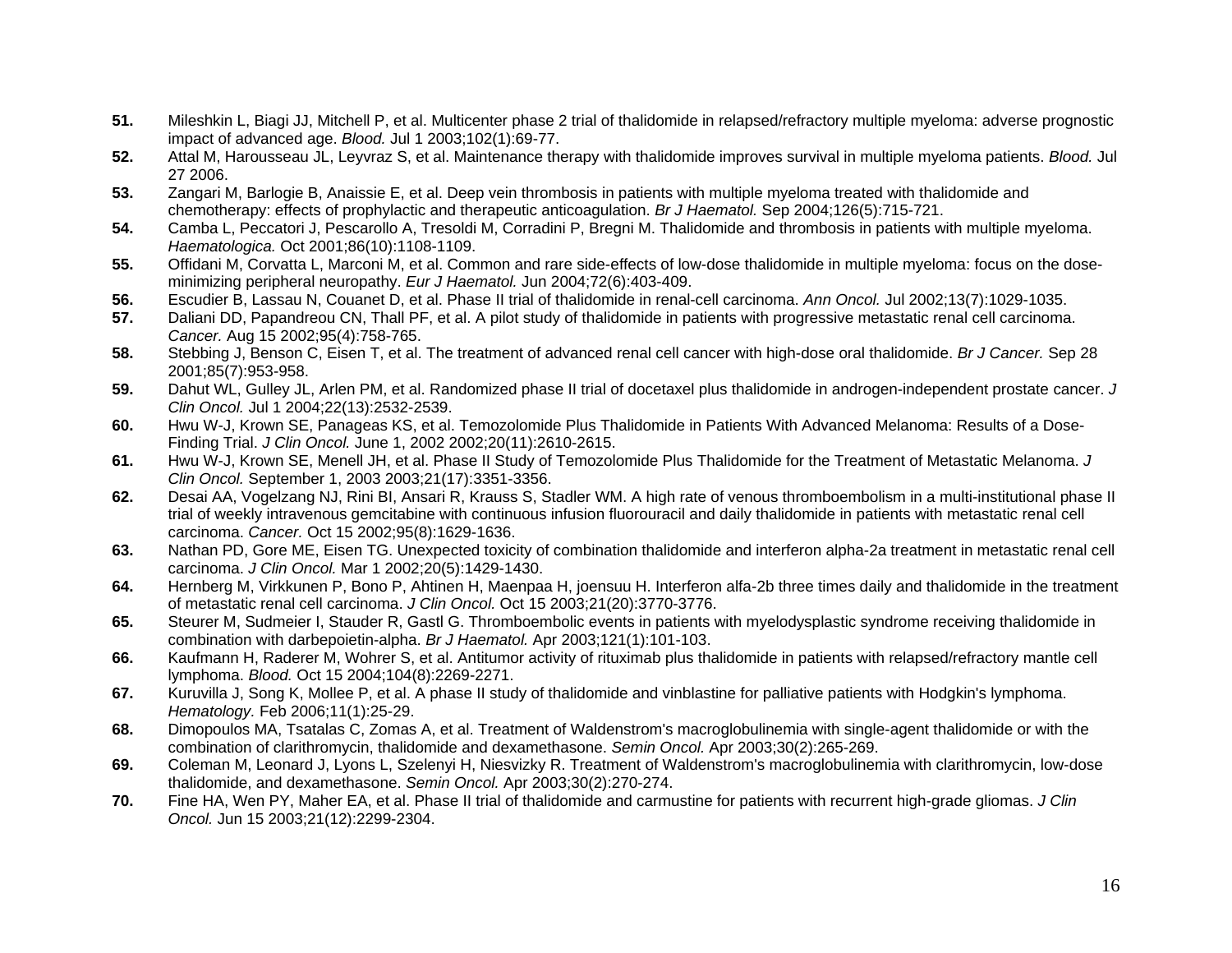**51.** Mileshkin L, Biagi JJ, Mitchell P, et al. Multicenter phase 2 trial of thalidomide in relapsed/refractory multiple myeloma: adverse prognostic impact of advanced age. *Blood.* Jul 1 2003;102(1):69-77.

**52.** Attal M, Harousseau JL, Leyvraz S, et al. Maintenance therapy with thalidomide improves survival in multiple myeloma patients. *Blood.* Jul 27 2006.

**53.** Zangari M, Barlogie B, Anaissie E, et al. Deep vein thrombosis in patients with multiple myeloma treated with thalidomide and chemotherapy: effects of prophylactic and therapeutic anticoagulation. *Br J Haematol.* Sep 2004;126(5):715-721.

**54.** Camba L, Peccatori J, Pescarollo A, Tresoldi M, Corradini P, Bregni M. Thalidomide and thrombosis in patients with multiple myeloma. *Haematologica.* Oct 2001;86(10):1108-1109.

**55.** Offidani M, Corvatta L, Marconi M, et al. Common and rare side-effects of low-dose thalidomide in multiple myeloma: focus on the dose-minimizing peripheral neuropathy. *Eur J Haematol.* Jun 2004;72(6):403-409.

**56.** Escudier B, Lassau N, Couanet D, et al. Phase II trial of thalidomide in renal-cell carcinoma. *Ann Oncol.* Jul 2002;13(7):1029-1035.

**57.** Daliani DD, Papandreou CN, Thall PF, et al. A pilot study of thalidomide in patients with progressive metastatic renal cell carcinoma. *Cancer.* Aug 15 2002;95(4):758-765.

**58.** Stebbing J, Benson C, Eisen T, et al. The treatment of advanced renal cell cancer with high-dose oral thalidomide. *Br J Cancer.* Sep 28 2001;85(7):953-958.

**59.** Dahut WL, Gulley JL, Arlen PM, et al. Randomized phase II trial of docetaxel plus thalidomide in androgen-independent prostate cancer. *J Clin Oncol.* Jul 1 2004;22(13):2532-2539.

**60.** Hwu W-J, Krown SE, Panageas KS, et al. Temozolomide Plus Thalidomide in Patients With Advanced Melanoma: Results of a Dose-Finding Trial. *J Clin Oncol.* June 1, 2002 2002;20(11):2610-2615.

**61.** Hwu W-J, Krown SE, Menell JH, et al. Phase II Study of Temozolomide Plus Thalidomide for the Treatment of Metastatic Melanoma. *J Clin Oncol.* September 1, 2003 2003;21(17):3351-3356.

**62.** Desai AA, Vogelzang NJ, Rini BI, Ansari R, Krauss S, Stadler WM. A high rate of venous thromboembolism in a multi-institutional phase II trial of weekly intravenous gemcitabine with continuous infusion fluorouracil and daily thalidomide in patients with metastatic renal cell carcinoma. *Cancer.* Oct 15 2002;95(8):1629-1636.

**63.** Nathan PD, Gore ME, Eisen TG. Unexpected toxicity of combination thalidomide and interferon alpha-2a treatment in metastatic renal cell carcinoma. *J Clin Oncol.* Mar 1 2002;20(5):1429-1430.

**64.** Hernberg M, Virkkunen P, Bono P, Ahtinen H, Maenpaa H, joensuu H. Interferon alfa-2b three times daily and thalidomide in the treatment of metastatic renal cell carcinoma. *J Clin Oncol.* Oct 15 2003;21(20):3770-3776.

**65.** Steurer M, Sudmeier I, Stauder R, Gastl G. Thromboembolic events in patients with myelodysplastic syndrome receiving thalidomide in combination with darbepoietin-alpha. *Br J Haematol.* Apr 2003;121(1):101-103.

**66.** Kaufmann H, Raderer M, Wohrer S, et al. Antitumor activity of rituximab plus thalidomide in patients with relapsed/refractory mantle cell lymphoma. *Blood.* Oct 15 2004;104(8):2269-2271.

**67.** Kuruvilla J, Song K, Mollee P, et al. A phase II study of thalidomide and vinblastine for palliative patients with Hodgkin's lymphoma. *Hematology.* Feb 2006;11(1):25-29.

**68.** Dimopoulos MA, Tsatalas C, Zomas A, et al. Treatment of Waldenstrom's macroglobulinemia with single-agent thalidomide or with the combination of clarithromycin, thalidomide and dexamethasone. *Semin Oncol.* Apr 2003;30(2):265-269.

**69.** Coleman M, Leonard J, Lyons L, Szelenyi H, Niesvizky R. Treatment of Waldenstrom's macroglobulinemia with clarithromycin, low-dose thalidomide, and dexamethasone. *Semin Oncol.* Apr 2003;30(2):270-274.

**70.** Fine HA, Wen PY, Maher EA, et al. Phase II trial of thalidomide and carmustine for patients with recurrent high-grade gliomas. *J Clin Oncol.* Jun 15 2003;21(12):2299-2304.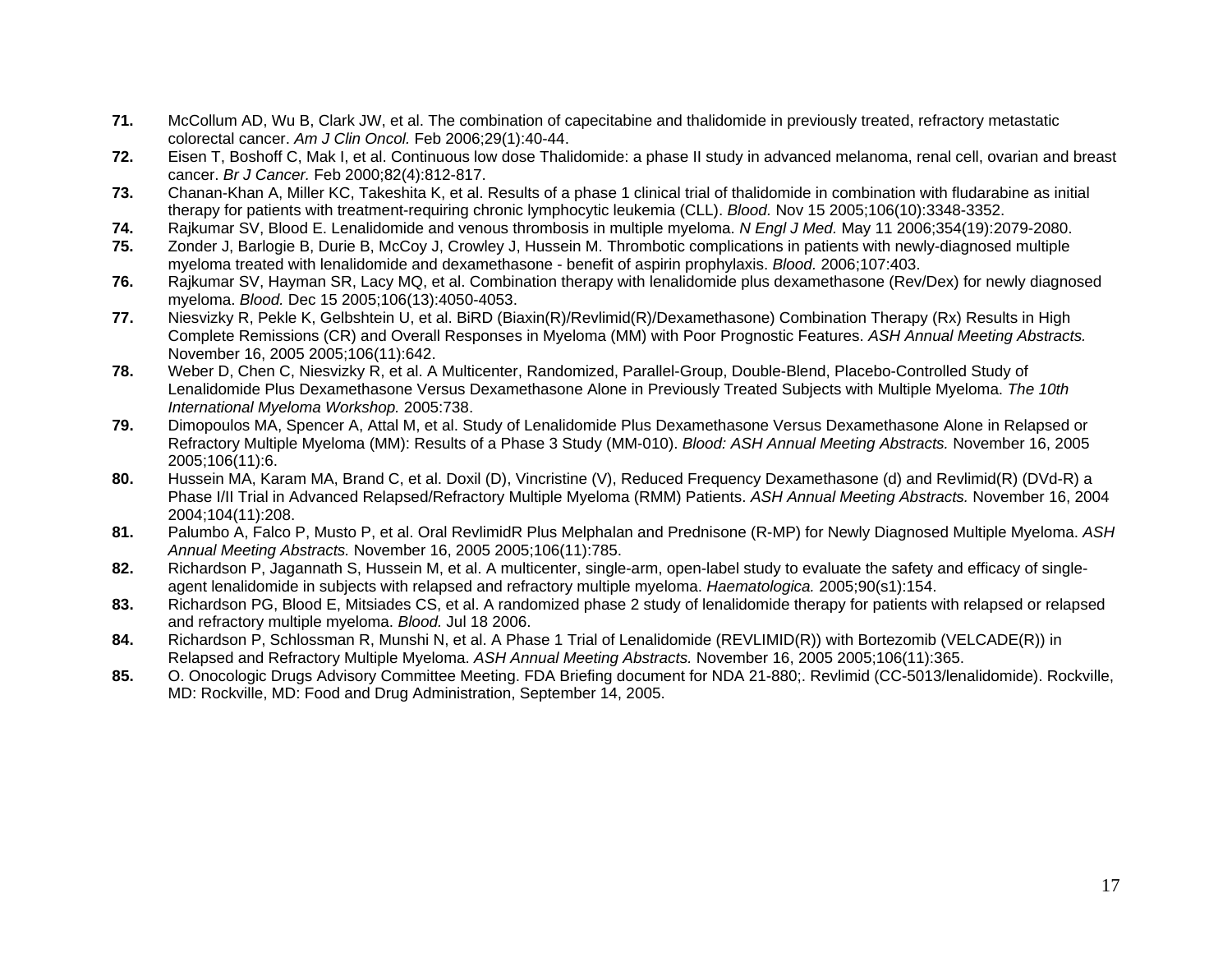**71.** McCollum AD, Wu B, Clark JW, et al. The combination of capecitabine and thalidomide in previously treated, refractory metastatic colorectal cancer. *Am J Clin Oncol.* Feb 2006;29(1):40-44.

**72.** Eisen T, Boshoff C, Mak I, et al. Continuous low dose Thalidomide: a phase II study in advanced melanoma, renal cell, ovarian and breast cancer. *Br J Cancer.* Feb 2000;82(4):812-817.

**73.** Chanan-Khan A, Miller KC, Takeshita K, et al. Results of a phase 1 clinical trial of thalidomide in combination with fludarabine as initial therapy for patients with treatment-requiring chronic lymphocytic leukemia (CLL). *Blood.* Nov 15 2005;106(10):3348-3352.

**74.** Rajkumar SV, Blood E. Lenalidomide and venous thrombosis in multiple myeloma. *N Engl J Med.* May 11 2006;354(19):2079-2080.

**75.** Zonder J, Barlogie B, Durie B, McCoy J, Crowley J, Hussein M. Thrombotic complications in patients with newly-diagnosed multiple myeloma treated with lenalidomide and dexamethasone - benefit of aspirin prophylaxis. *Blood.* 2006;107:403.

**76.** Rajkumar SV, Hayman SR, Lacy MQ, et al. Combination therapy with lenalidomide plus dexamethasone (Rev/Dex) for newly diagnosed myeloma. *Blood.* Dec 15 2005;106(13):4050-4053.

**77.** Niesvizky R, Pekle K, Gelbshtein U, et al. BiRD (Biaxin(R)/Revlimid(R)/Dexamethasone) Combination Therapy (Rx) Results in High Complete Remissions (CR) and Overall Responses in Myeloma (MM) with Poor Prognostic Features. *ASH Annual Meeting Abstracts.* November 16, 2005 2005;106(11):642.

**78.** Weber D, Chen C, Niesvizky R, et al. A Multicenter, Randomized, Parallel-Group, Double-Blend, Placebo-Controlled Study of Lenalidomide Plus Dexamethasone Versus Dexamethasone Alone in Previously Treated Subjects with Multiple Myeloma. *The 10th International Myeloma Workshop.* 2005:738.

**79.** Dimopoulos MA, Spencer A, Attal M, et al. Study of Lenalidomide Plus Dexamethasone Versus Dexamethasone Alone in Relapsed or Refractory Multiple Myeloma (MM): Results of a Phase 3 Study (MM-010). *Blood: ASH Annual Meeting Abstracts.* November 16, 2005 2005;106(11):6.

**80.** Hussein MA, Karam MA, Brand C, et al. Doxil (D), Vincristine (V), Reduced Frequency Dexamethasone (d) and Revlimid(R) (DVd-R) a Phase I/II Trial in Advanced Relapsed/Refractory Multiple Myeloma (RMM) Patients. *ASH Annual Meeting Abstracts.* November 16, 2004 2004;104(11):208.

**81.** Palumbo A, Falco P, Musto P, et al. Oral RevlimidR Plus Melphalan and Prednisone (R-MP) for Newly Diagnosed Multiple Myeloma. *ASH Annual Meeting Abstracts.* November 16, 2005 2005;106(11):785.

**82.** Richardson P, Jagannath S, Hussein M, et al. A multicenter, single-arm, open-label study to evaluate the safety and efficacy of single-agent lenalidomide in subjects with relapsed and refractory multiple myeloma. *Haematologica.* 2005;90(s1):154.

**83.** Richardson PG, Blood E, Mitsiades CS, et al. A randomized phase 2 study of lenalidomide therapy for patients with relapsed or relapsed and refractory multiple myeloma. *Blood.* Jul 18 2006.

**84.** Richardson P, Schlossman R, Munshi N, et al. A Phase 1 Trial of Lenalidomide (REVLIMID(R)) with Bortezomib (VELCADE(R)) in Relapsed and Refractory Multiple Myeloma. *ASH Annual Meeting Abstracts.* November 16, 2005 2005;106(11):365.

**85.** O. Onocologic Drugs Advisory Committee Meeting. FDA Briefing document for NDA 21-880;. Revlimid (CC-5013/lenalidomide). Rockville, MD: Rockville, MD: Food and Drug Administration, September 14, 2005.